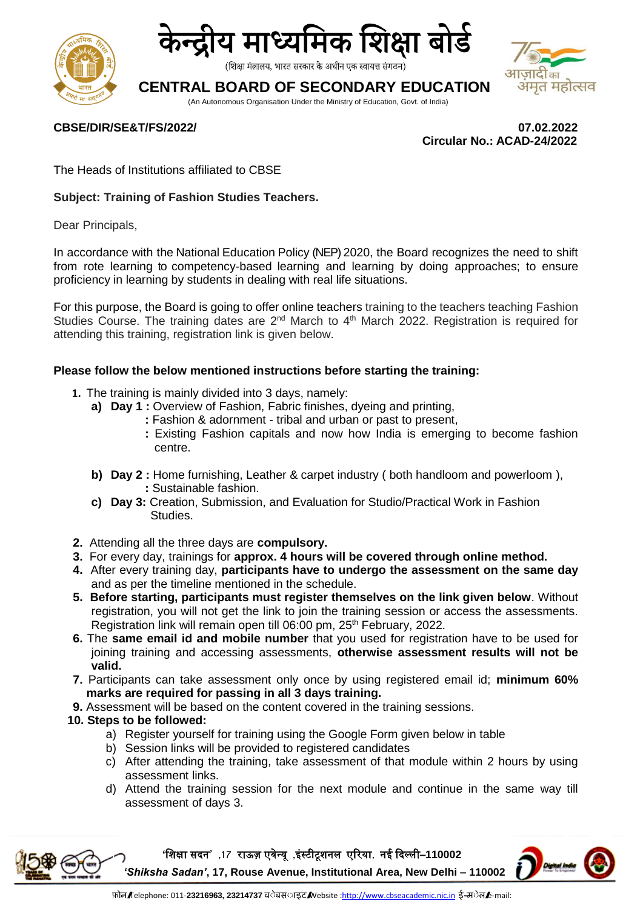# केन्द्रीय माध्यमिक शिक्षा बोर्ड

(शिक्षा मंत्रालय, भारत सरकार के अधीन एक स्वायत्त संगठन)

# CENTRAL BOARD OF SECONDARY EDUCATION

(An Autonomous Organisation Under the Ministry of Education, Govt. of India)

**CBSE/DIR/SE&T/FS/2022/** **07.02.2022**

**Circular No.: ACAD-24/2022**

The Heads of Institutions affiliated to CBSE

**Subject: Training of Fashion Studies Teachers.**

Dear Principals,

In accordance with the National Education Policy (NEP) 2020, the Board recognizes the need to shift from rote learning to competency-based learning and learning by doing approaches; to ensure proficiency in learning by students in dealing with real life situations.

For this purpose, the Board is going to offer online teachers training to the teachers teaching Fashion Studies Course. The training dates are 2nd March to 4th March 2022. Registration is required for attending this training, registration link is given below.

**Please follow the below mentioned instructions before starting the training:**

1. The training is mainly divided into 3 days, namely:
   a) **Day 1 :** Overview of Fashion, Fabric finishes, dyeing and printing,
      **:** Fashion & adornment - tribal and urban or past to present,
      **:** Existing Fashion capitals and now how India is emerging to become fashion centre.
   b) **Day 2 :** Home furnishing, Leather & carpet industry ( both handloom and powerloom ),
      **:** Sustainable fashion.
   c) **Day 3:** Creation, Submission, and Evaluation for Studio/Practical Work in Fashion Studies.
2. Attending all the three days are **compulsory.**
3. For every day, trainings for **approx. 4 hours will be covered through online method.**
4. After every training day, **participants have to undergo the assessment on the same day** and as per the timeline mentioned in the schedule.
5. **Before starting, participants must register themselves on the link given below**. Without registration, you will not get the link to join the training session or access the assessments. Registration link will remain open till 06:00 pm, 25th February, 2022.
6. The **same email id and mobile number** that you used for registration have to be used for joining training and accessing assessments, **otherwise assessment results will not be valid.**
7. Participants can take assessment only once by using registered email id; **minimum 60% marks are required for passing in all 3 days training.**
9. Assessment will be based on the content covered in the training sessions.
10. **Steps to be followed:**
    a) Register yourself for training using the Google Form given below in table
    b) Session links will be provided to registered candidates
    c) After attending the training, take assessment of that module within 2 hours by using assessment links.
    d) Attend the training session for the next module and continue in the same way till assessment of days 3.

'शिक्षा सदन' ,17 राऊज़ एवेन्यू ,इंस्टीटूशनल एरिया, नई दिल्ली–110002

***'Shiksha Sadan'*, 17, Rouse Avenue, Institutional Area, New Delhi – 110002**

फ़ोन/Telephone: 011-**23216963, 23214737** वेबसाइट/Website :http://www.cbseacademic.nic.in ई-मेल/e-mail: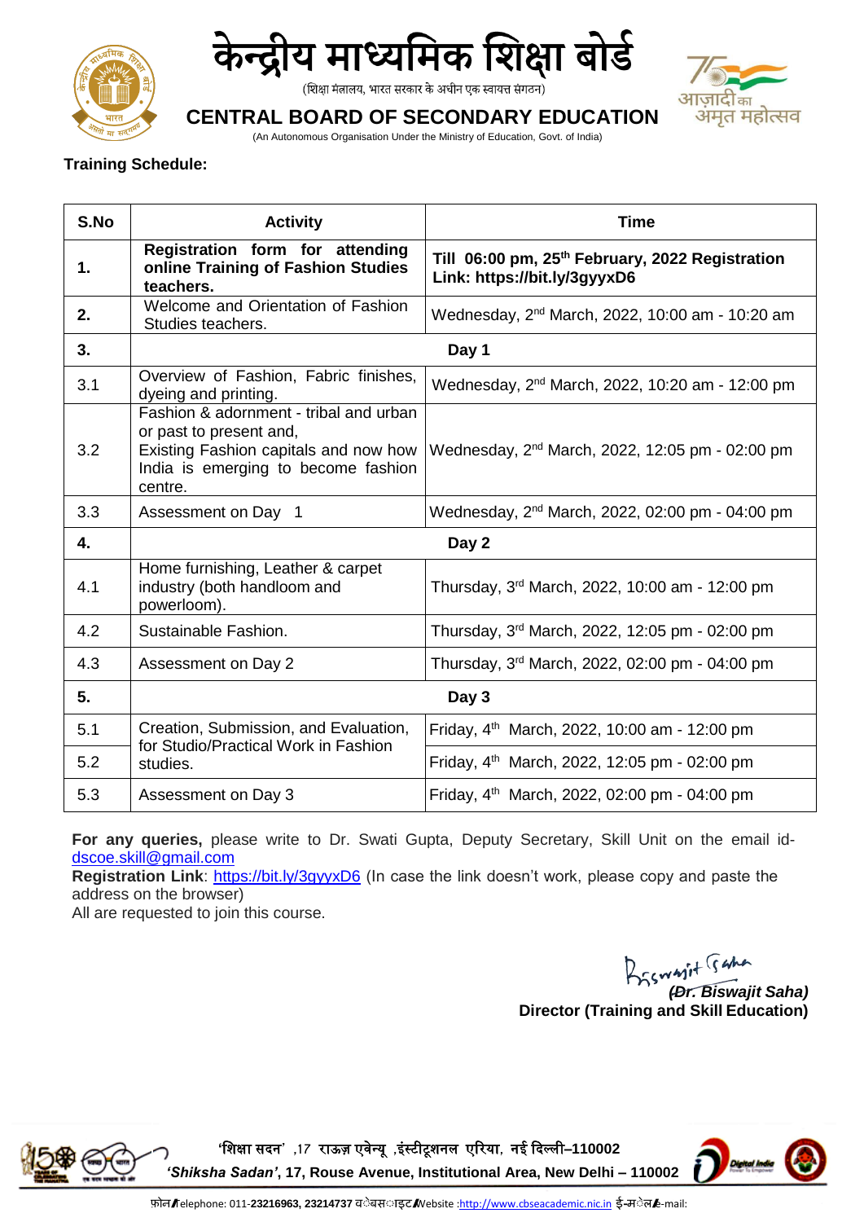**Training Schedule:**

| S.No | Activity | Time |
|---|---|---|
| **1.** | **Registration form for attending online Training of Fashion Studies teachers.** | **Till 06:00 pm, 25th February, 2022 Registration Link: https://bit.ly/3gyyxD6** |
| **2.** | Welcome and Orientation of Fashion Studies teachers. | Wednesday, 2nd March, 2022, 10:00 am - 10:20 am |
| **3.** | **Day 1** | |
| 3.1 | Overview of Fashion, Fabric finishes, dyeing and printing. | Wednesday, 2nd March, 2022, 10:20 am - 12:00 pm |
| 3.2 | Fashion & adornment - tribal and urban or past to present and, Existing Fashion capitals and now how India is emerging to become fashion centre. | Wednesday, 2nd March, 2022, 12:05 pm - 02:00 pm |
| 3.3 | Assessment on Day 1 | Wednesday, 2nd March, 2022, 02:00 pm - 04:00 pm |
| **4.** | **Day 2** | |
| 4.1 | Home furnishing, Leather & carpet industry (both handloom and powerloom). | Thursday, 3rd March, 2022, 10:00 am - 12:00 pm |
| 4.2 | Sustainable Fashion. | Thursday, 3rd March, 2022, 12:05 pm - 02:00 pm |
| 4.3 | Assessment on Day 2 | Thursday, 3rd March, 2022, 02:00 pm - 04:00 pm |
| **5.** | **Day 3** | |
| 5.1 | Creation, Submission, and Evaluation, for Studio/Practical Work in Fashion studies. | Friday, 4th March, 2022, 10:00 am - 12:00 pm |
| 5.2 | | Friday, 4th March, 2022, 12:05 pm - 02:00 pm |
| 5.3 | Assessment on Day 3 | Friday, 4th March, 2022, 02:00 pm - 04:00 pm |

**For any queries,** please write to Dr. Swati Gupta, Deputy Secretary, Skill Unit on the email id-dscoe.skill@gmail.com

**Registration Link**: https://bit.ly/3gyyxD6 (In case the link doesn't work, please copy and paste the address on the browser)

All are requested to join this course.

*(Dr. Biswajit Saha)*

**Director (Training and Skill Education)**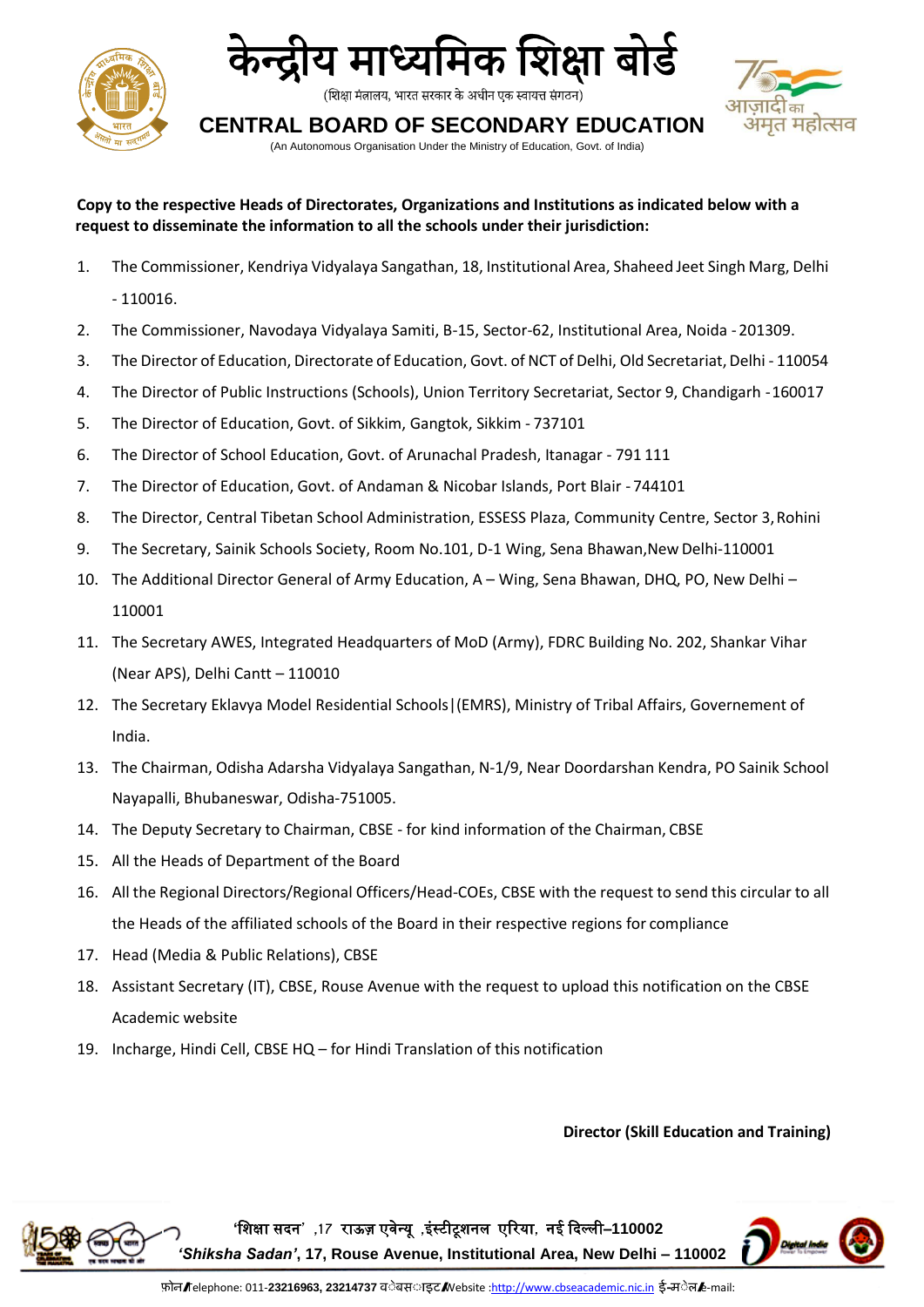**Copy to the respective Heads of Directorates, Organizations and Institutions as indicated below with a request to disseminate the information to all the schools under their jurisdiction:**

1. The Commissioner, Kendriya Vidyalaya Sangathan, 18, Institutional Area, Shaheed Jeet Singh Marg, Delhi - 110016.
2. The Commissioner, Navodaya Vidyalaya Samiti, B-15, Sector-62, Institutional Area, Noida - 201309.
3. The Director of Education, Directorate of Education, Govt. of NCT of Delhi, Old Secretariat, Delhi - 110054
4. The Director of Public Instructions (Schools), Union Territory Secretariat, Sector 9, Chandigarh - 160017
5. The Director of Education, Govt. of Sikkim, Gangtok, Sikkim - 737101
6. The Director of School Education, Govt. of Arunachal Pradesh, Itanagar - 791 111
7. The Director of Education, Govt. of Andaman & Nicobar Islands, Port Blair - 744101
8. The Director, Central Tibetan School Administration, ESSESS Plaza, Community Centre, Sector 3, Rohini
9. The Secretary, Sainik Schools Society, Room No.101, D-1 Wing, Sena Bhawan, New Delhi-110001
10. The Additional Director General of Army Education, A – Wing, Sena Bhawan, DHQ, PO, New Delhi – 110001
11. The Secretary AWES, Integrated Headquarters of MoD (Army), FDRC Building No. 202, Shankar Vihar (Near APS), Delhi Cantt – 110010
12. The Secretary Eklavya Model Residential Schools|(EMRS), Ministry of Tribal Affairs, Governement of India.
13. The Chairman, Odisha Adarsha Vidyalaya Sangathan, N-1/9, Near Doordarshan Kendra, PO Sainik School Nayapalli, Bhubaneswar, Odisha-751005.
14. The Deputy Secretary to Chairman, CBSE - for kind information of the Chairman, CBSE
15. All the Heads of Department of the Board
16. All the Regional Directors/Regional Officers/Head-COEs, CBSE with the request to send this circular to all the Heads of the affiliated schools of the Board in their respective regions for compliance
17. Head (Media & Public Relations), CBSE
18. Assistant Secretary (IT), CBSE, Rouse Avenue with the request to upload this notification on the CBSE Academic website
19. Incharge, Hindi Cell, CBSE HQ – for Hindi Translation of this notification

**Director (Skill Education and Training)**